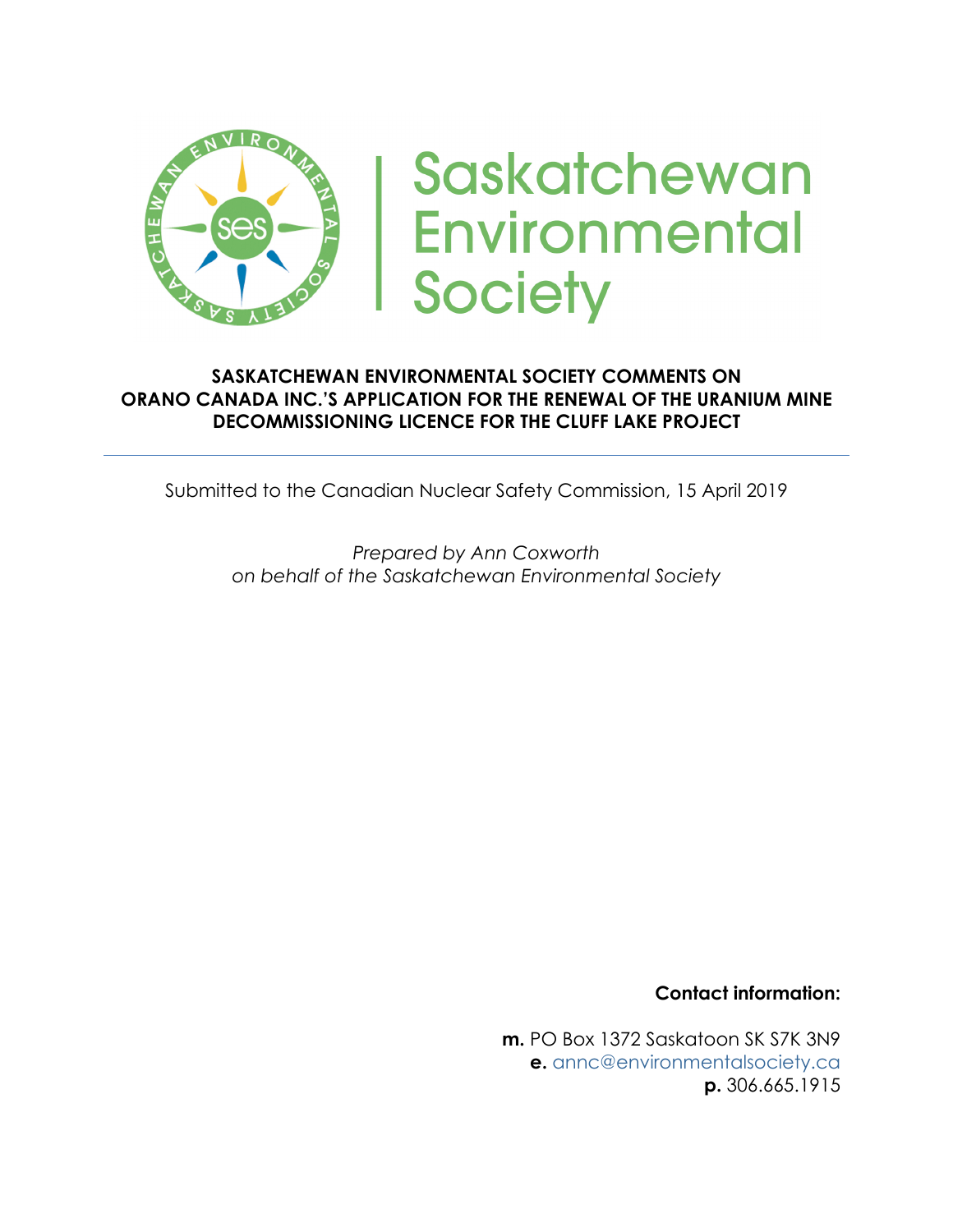Saskatchewan Environmental Society

# SASKATCHEWAN ENVIRONMENTAL SOCIETY COMMENTS ON ORANO CANADA INC.'S APPLICATION FOR THE RENEWAL OF THE URANIUM MINE DECOMMISSIONING LICENCE FOR THE CLUFF LAKE PROJECT

Submitted to the Canadian Nuclear Safety Commission, 15 April 2019

*Prepared by Ann Coxworth*
*on behalf of the Saskatchewan Environmental Society*

**Contact information:**

**m.** PO Box 1372 Saskatoon SK S7K 3N9
**e.** annc@environmentalsociety.ca
**p.** 306.665.1915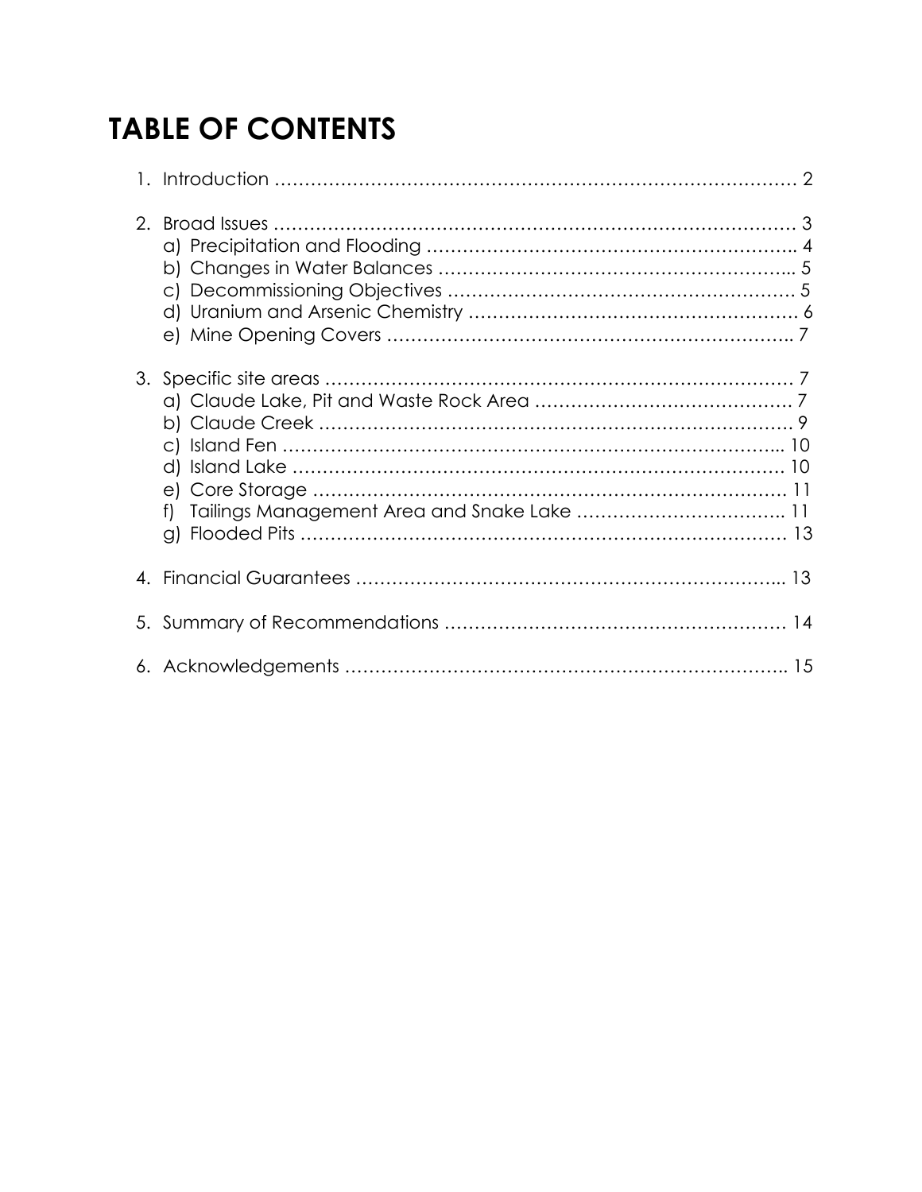# TABLE OF CONTENTS

1. Introduction ........................................................................................ 2

2. Broad Issues ........................................................................................ 3
   a) Precipitation and Flooding ............................................................. 4
   b) Changes in Water Balances ........................................................... 5
   c) Decommissioning Objectives ......................................................... 5
   d) Uranium and Arsenic Chemistry ...................................................... 6
   e) Mine Opening Covers ...................................................................... 7

3. Specific site areas ................................................................................ 7
   a) Claude Lake, Pit and Waste Rock Area .......................................... 7
   b) Claude Creek .................................................................................. 9
   c) Island Fen ........................................................................................ 10
   d) Island Lake ...................................................................................... 10
   e) Core Storage ................................................................................... 11
   f) Tailings Management Area and Snake Lake ................................... 11
   g) Flooded Pits .................................................................................... 13

4. Financial Guarantees .......................................................................... 13

5. Summary of Recommendations ........................................................ 14

6. Acknowledgements ........................................................................... 15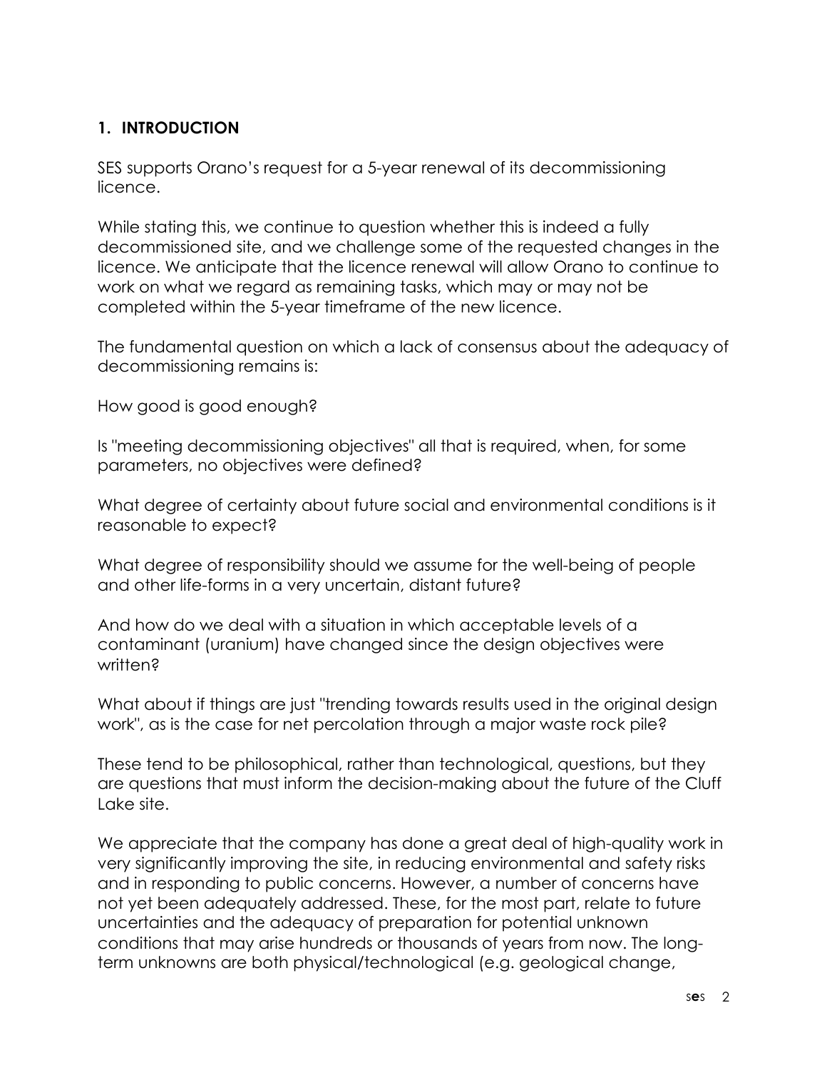## 1. INTRODUCTION

SES supports Orano's request for a 5-year renewal of its decommissioning licence.

While stating this, we continue to question whether this is indeed a fully decommissioned site, and we challenge some of the requested changes in the licence. We anticipate that the licence renewal will allow Orano to continue to work on what we regard as remaining tasks, which may or may not be completed within the 5-year timeframe of the new licence.

The fundamental question on which a lack of consensus about the adequacy of decommissioning remains is:

How good is good enough?

Is "meeting decommissioning objectives" all that is required, when, for some parameters, no objectives were defined?

What degree of certainty about future social and environmental conditions is it reasonable to expect?

What degree of responsibility should we assume for the well-being of people and other life-forms in a very uncertain, distant future?

And how do we deal with a situation in which acceptable levels of a contaminant (uranium) have changed since the design objectives were written?

What about if things are just "trending towards results used in the original design work", as is the case for net percolation through a major waste rock pile?

These tend to be philosophical, rather than technological, questions, but they are questions that must inform the decision-making about the future of the Cluff Lake site.

We appreciate that the company has done a great deal of high-quality work in very significantly improving the site, in reducing environmental and safety risks and in responding to public concerns. However, a number of concerns have not yet been adequately addressed. These, for the most part, relate to future uncertainties and the adequacy of preparation for potential unknown conditions that may arise hundreds or thousands of years from now. The long-term unknowns are both physical/technological (e.g. geological change,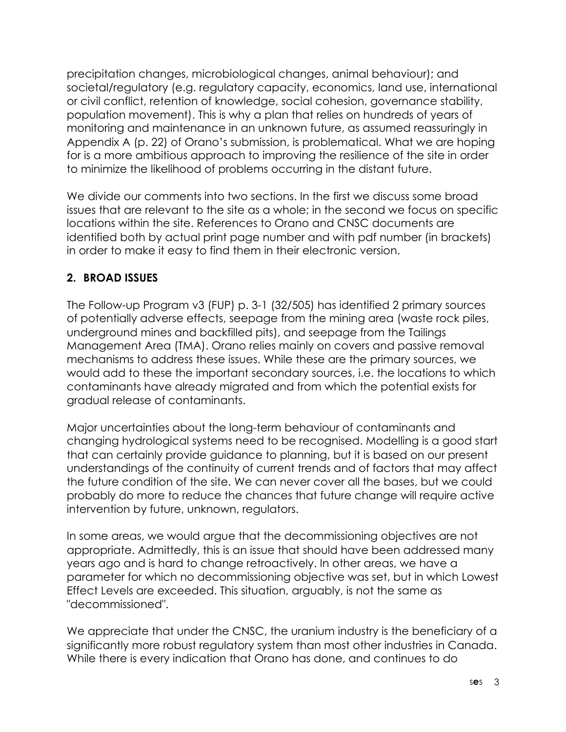precipitation changes, microbiological changes, animal behaviour); and societal/regulatory (e.g. regulatory capacity, economics, land use, international or civil conflict, retention of knowledge, social cohesion, governance stability, population movement). This is why a plan that relies on hundreds of years of monitoring and maintenance in an unknown future, as assumed reassuringly in Appendix A (p. 22) of Orano's submission, is problematical. What we are hoping for is a more ambitious approach to improving the resilience of the site in order to minimize the likelihood of problems occurring in the distant future.

We divide our comments into two sections. In the first we discuss some broad issues that are relevant to the site as a whole; in the second we focus on specific locations within the site. References to Orano and CNSC documents are identified both by actual print page number and with pdf number (in brackets) in order to make it easy to find them in their electronic version.

## 2. BROAD ISSUES

The Follow-up Program v3 (FUP) p. 3-1 (32/505) has identified 2 primary sources of potentially adverse effects, seepage from the mining area (waste rock piles, underground mines and backfilled pits), and seepage from the Tailings Management Area (TMA). Orano relies mainly on covers and passive removal mechanisms to address these issues. While these are the primary sources, we would add to these the important secondary sources, i.e. the locations to which contaminants have already migrated and from which the potential exists for gradual release of contaminants.

Major uncertainties about the long-term behaviour of contaminants and changing hydrological systems need to be recognised. Modelling is a good start that can certainly provide guidance to planning, but it is based on our present understandings of the continuity of current trends and of factors that may affect the future condition of the site. We can never cover all the bases, but we could probably do more to reduce the chances that future change will require active intervention by future, unknown, regulators.

In some areas, we would argue that the decommissioning objectives are not appropriate. Admittedly, this is an issue that should have been addressed many years ago and is hard to change retroactively. In other areas, we have a parameter for which no decommissioning objective was set, but in which Lowest Effect Levels are exceeded. This situation, arguably, is not the same as "decommissioned".

We appreciate that under the CNSC, the uranium industry is the beneficiary of a significantly more robust regulatory system than most other industries in Canada. While there is every indication that Orano has done, and continues to do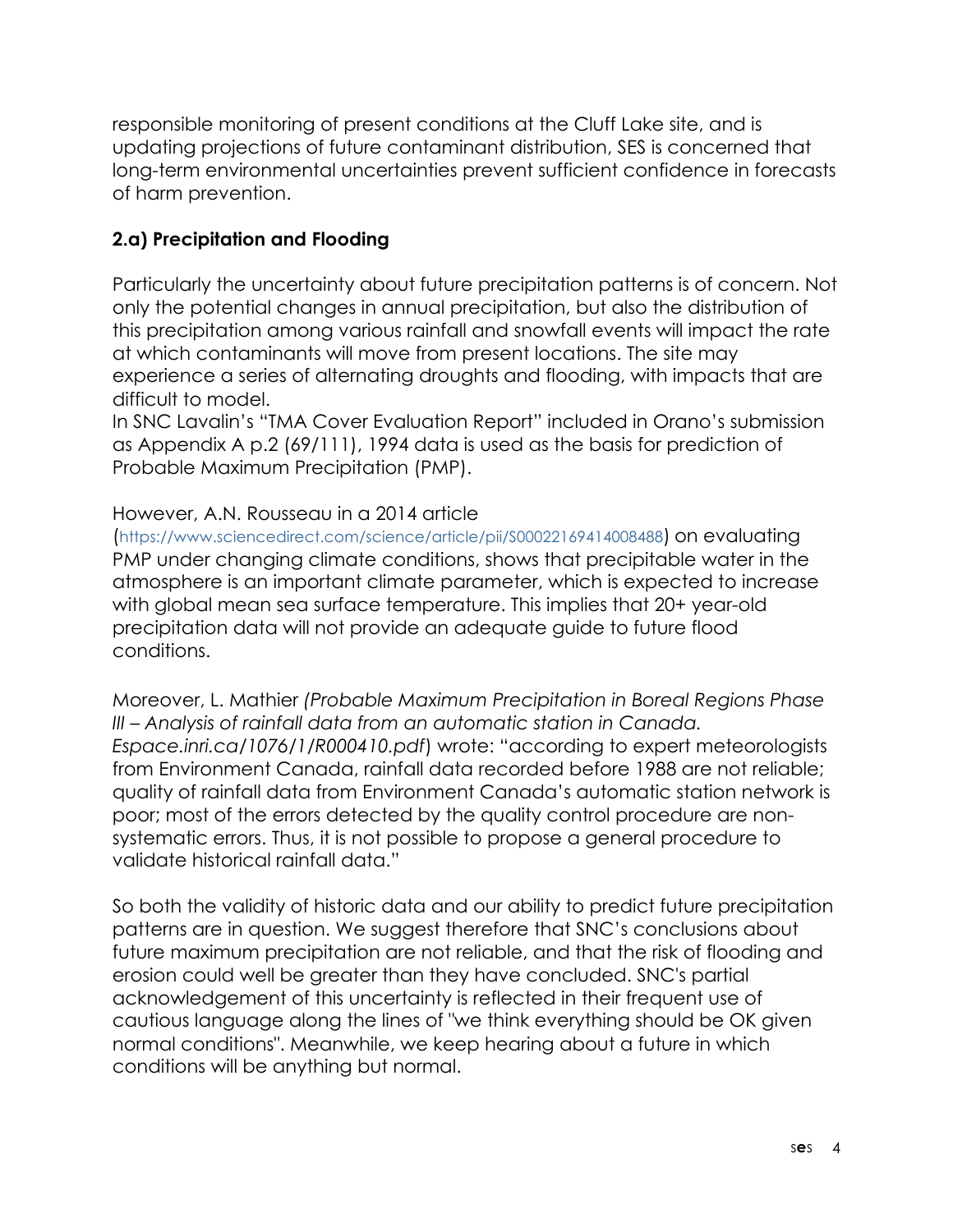responsible monitoring of present conditions at the Cluff Lake site, and is updating projections of future contaminant distribution, SES is concerned that long-term environmental uncertainties prevent sufficient confidence in forecasts of harm prevention.

### 2.a) Precipitation and Flooding

Particularly the uncertainty about future precipitation patterns is of concern. Not only the potential changes in annual precipitation, but also the distribution of this precipitation among various rainfall and snowfall events will impact the rate at which contaminants will move from present locations. The site may experience a series of alternating droughts and flooding, with impacts that are difficult to model.

In SNC Lavalin's "TMA Cover Evaluation Report" included in Orano's submission as Appendix A p.2 (69/111), 1994 data is used as the basis for prediction of Probable Maximum Precipitation (PMP).

However, A.N. Rousseau in a 2014 article (https://www.sciencedirect.com/science/article/pii/S0022169414008488) on evaluating PMP under changing climate conditions, shows that precipitable water in the atmosphere is an important climate parameter, which is expected to increase with global mean sea surface temperature. This implies that 20+ year-old precipitation data will not provide an adequate guide to future flood conditions.

Moreover, L. Mathier *(Probable Maximum Precipitation in Boreal Regions Phase III – Analysis of rainfall data from an automatic station in Canada. Espace.inri.ca/1076/1/R000410.pdf*) wrote: "according to expert meteorologists from Environment Canada, rainfall data recorded before 1988 are not reliable; quality of rainfall data from Environment Canada's automatic station network is poor; most of the errors detected by the quality control procedure are non-systematic errors. Thus, it is not possible to propose a general procedure to validate historical rainfall data."

So both the validity of historic data and our ability to predict future precipitation patterns are in question. We suggest therefore that SNC's conclusions about future maximum precipitation are not reliable, and that the risk of flooding and erosion could well be greater than they have concluded. SNC's partial acknowledgement of this uncertainty is reflected in their frequent use of cautious language along the lines of "we think everything should be OK given normal conditions". Meanwhile, we keep hearing about a future in which conditions will be anything but normal.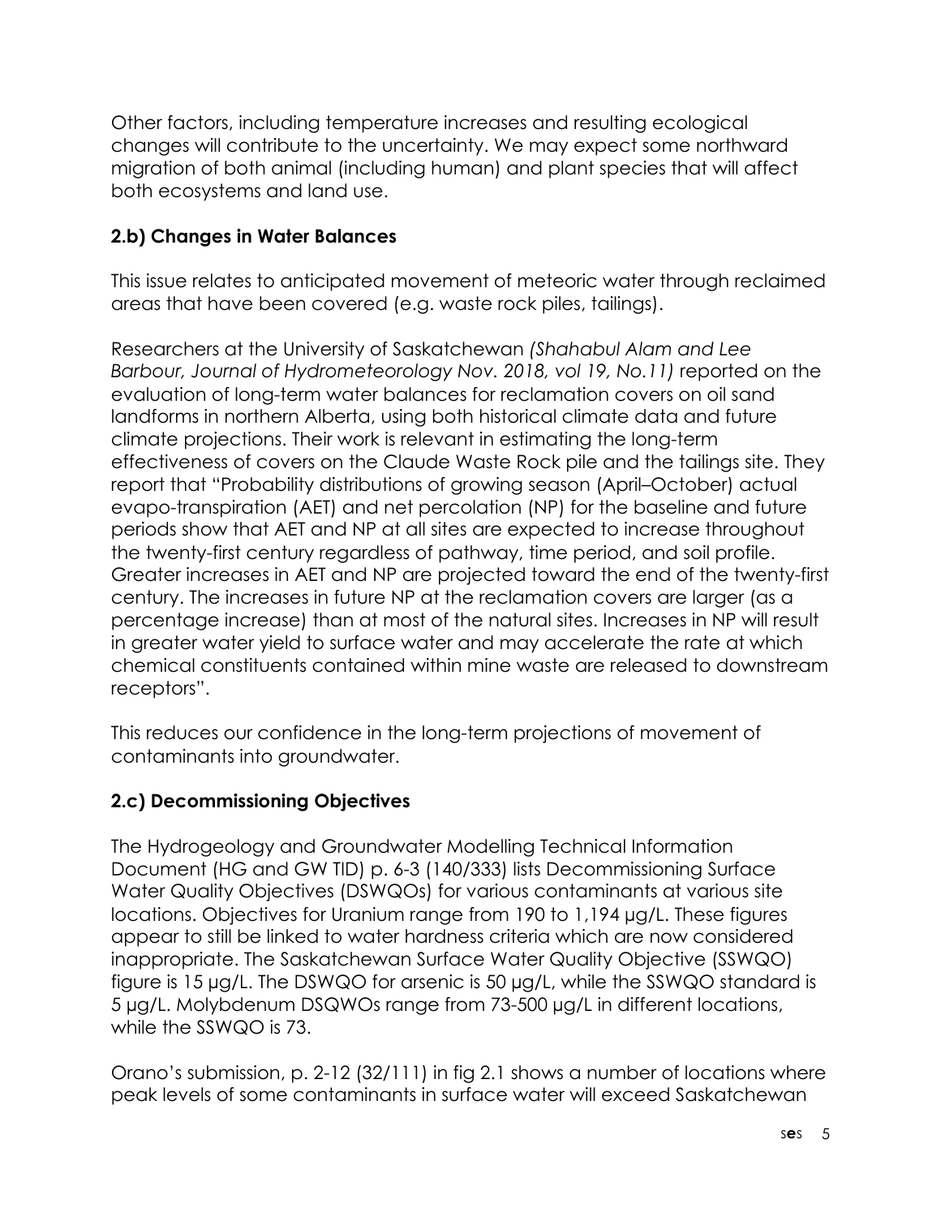Other factors, including temperature increases and resulting ecological changes will contribute to the uncertainty. We may expect some northward migration of both animal (including human) and plant species that will affect both ecosystems and land use.

### 2.b) Changes in Water Balances

This issue relates to anticipated movement of meteoric water through reclaimed areas that have been covered (e.g. waste rock piles, tailings).

Researchers at the University of Saskatchewan *(Shahabul Alam and Lee Barbour, Journal of Hydrometeorology Nov. 2018, vol 19, No.11)* reported on the evaluation of long-term water balances for reclamation covers on oil sand landforms in northern Alberta, using both historical climate data and future climate projections. Their work is relevant in estimating the long-term effectiveness of covers on the Claude Waste Rock pile and the tailings site. They report that "Probability distributions of growing season (April–October) actual evapo-transpiration (AET) and net percolation (NP) for the baseline and future periods show that AET and NP at all sites are expected to increase throughout the twenty-first century regardless of pathway, time period, and soil profile. Greater increases in AET and NP are projected toward the end of the twenty-first century. The increases in future NP at the reclamation covers are larger (as a percentage increase) than at most of the natural sites. Increases in NP will result in greater water yield to surface water and may accelerate the rate at which chemical constituents contained within mine waste are released to downstream receptors".

This reduces our confidence in the long-term projections of movement of contaminants into groundwater.

### 2.c) Decommissioning Objectives

The Hydrogeology and Groundwater Modelling Technical Information Document (HG and GW TID) p. 6-3 (140/333) lists Decommissioning Surface Water Quality Objectives (DSWQOs) for various contaminants at various site locations. Objectives for Uranium range from 190 to 1,194 µg/L. These figures appear to still be linked to water hardness criteria which are now considered inappropriate. The Saskatchewan Surface Water Quality Objective (SSWQO) figure is 15 µg/L. The DSWQO for arsenic is 50 µg/L, while the SSWQO standard is 5 µg/L. Molybdenum DSQWOs range from 73-500 µg/L in different locations, while the SSWQO is 73.

Orano's submission, p. 2-12 (32/111) in fig 2.1 shows a number of locations where peak levels of some contaminants in surface water will exceed Saskatchewan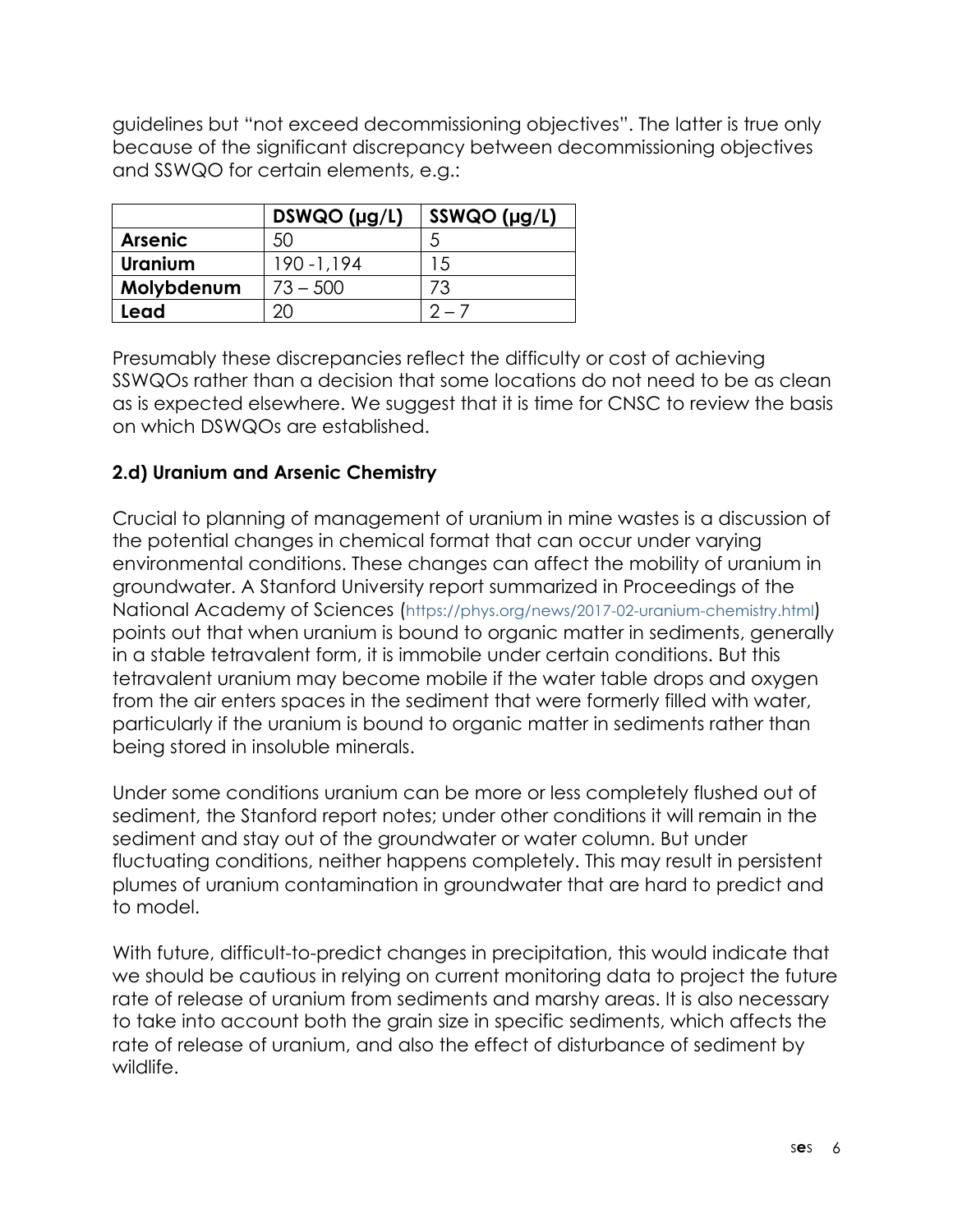guidelines but "not exceed decommissioning objectives". The latter is true only because of the significant discrepancy between decommissioning objectives and SSWQO for certain elements, e.g.:

| | DSWQO (μg/L) | SSWQO (μg/L) |
|---|---|---|
| **Arsenic** | 50 | 5 |
| **Uranium** | 190 -1,194 | 15 |
| **Molybdenum** | 73 – 500 | 73 |
| **Lead** | 20 | 2 – 7 |

Presumably these discrepancies reflect the difficulty or cost of achieving SSWQOs rather than a decision that some locations do not need to be as clean as is expected elsewhere. We suggest that it is time for CNSC to review the basis on which DSWQOs are established.

### 2.d) Uranium and Arsenic Chemistry

Crucial to planning of management of uranium in mine wastes is a discussion of the potential changes in chemical format that can occur under varying environmental conditions. These changes can affect the mobility of uranium in groundwater. A Stanford University report summarized in Proceedings of the National Academy of Sciences (https://phys.org/news/2017-02-uranium-chemistry.html) points out that when uranium is bound to organic matter in sediments, generally in a stable tetravalent form, it is immobile under certain conditions. But this tetravalent uranium may become mobile if the water table drops and oxygen from the air enters spaces in the sediment that were formerly filled with water, particularly if the uranium is bound to organic matter in sediments rather than being stored in insoluble minerals.

Under some conditions uranium can be more or less completely flushed out of sediment, the Stanford report notes; under other conditions it will remain in the sediment and stay out of the groundwater or water column. But under fluctuating conditions, neither happens completely. This may result in persistent plumes of uranium contamination in groundwater that are hard to predict and to model.

With future, difficult-to-predict changes in precipitation, this would indicate that we should be cautious in relying on current monitoring data to project the future rate of release of uranium from sediments and marshy areas. It is also necessary to take into account both the grain size in specific sediments, which affects the rate of release of uranium, and also the effect of disturbance of sediment by wildlife.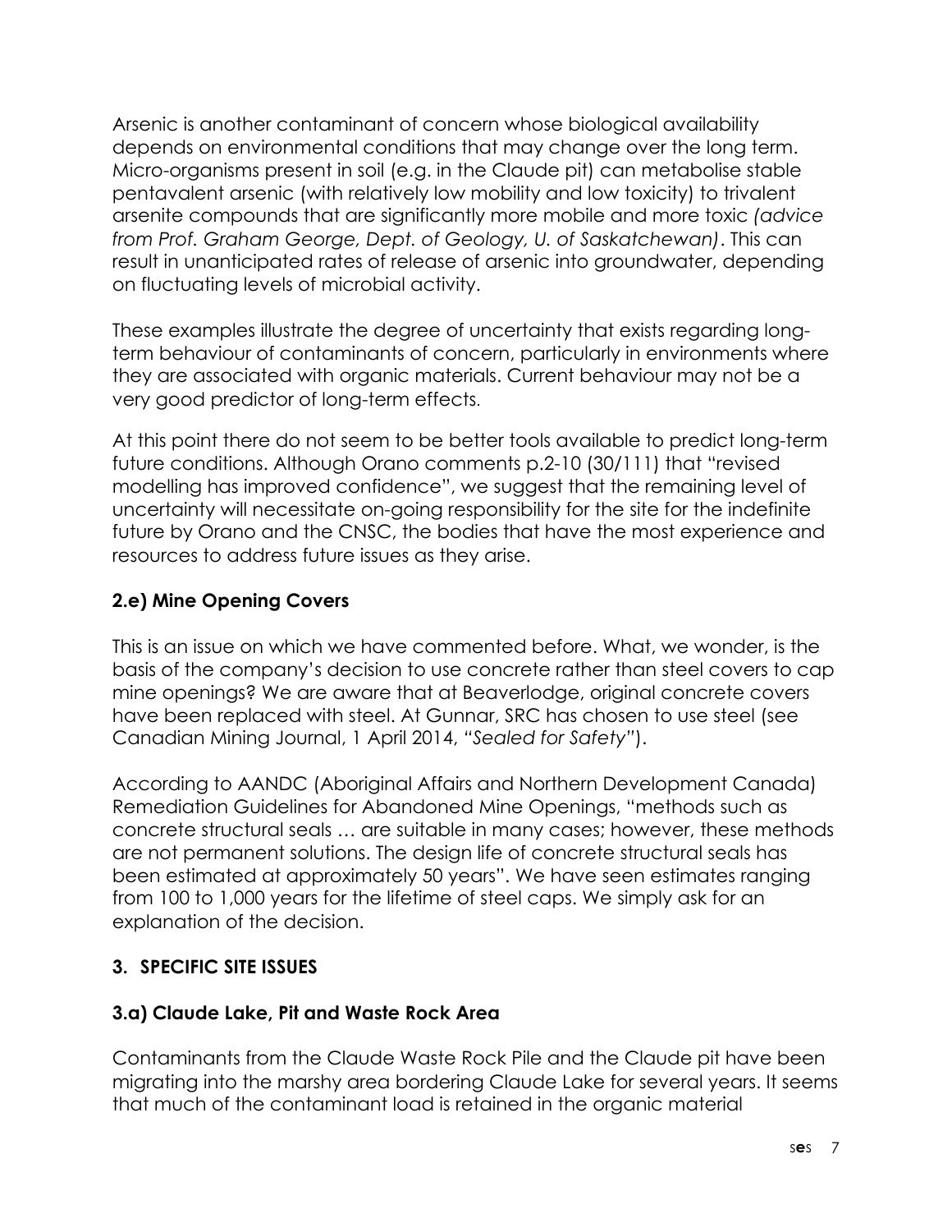Arsenic is another contaminant of concern whose biological availability depends on environmental conditions that may change over the long term. Micro-organisms present in soil (e.g. in the Claude pit) can metabolise stable pentavalent arsenic (with relatively low mobility and low toxicity) to trivalent arsenite compounds that are significantly more mobile and more toxic *(advice from Prof. Graham George, Dept. of Geology, U. of Saskatchewan)*. This can result in unanticipated rates of release of arsenic into groundwater, depending on fluctuating levels of microbial activity.

These examples illustrate the degree of uncertainty that exists regarding long-term behaviour of contaminants of concern, particularly in environments where they are associated with organic materials. Current behaviour may not be a very good predictor of long-term effects.

At this point there do not seem to be better tools available to predict long-term future conditions. Although Orano comments p.2-10 (30/111) that "revised modelling has improved confidence", we suggest that the remaining level of uncertainty will necessitate on-going responsibility for the site for the indefinite future by Orano and the CNSC, the bodies that have the most experience and resources to address future issues as they arise.

### 2.e) Mine Opening Covers

This is an issue on which we have commented before. What, we wonder, is the basis of the company's decision to use concrete rather than steel covers to cap mine openings? We are aware that at Beaverlodge, original concrete covers have been replaced with steel. At Gunnar, SRC has chosen to use steel (see Canadian Mining Journal, 1 April 2014, *"Sealed for Safety"*).

According to AANDC (Aboriginal Affairs and Northern Development Canada) Remediation Guidelines for Abandoned Mine Openings, "methods such as concrete structural seals … are suitable in many cases; however, these methods are not permanent solutions. The design life of concrete structural seals has been estimated at approximately 50 years". We have seen estimates ranging from 100 to 1,000 years for the lifetime of steel caps. We simply ask for an explanation of the decision.

## 3. SPECIFIC SITE ISSUES

### 3.a) Claude Lake, Pit and Waste Rock Area

Contaminants from the Claude Waste Rock Pile and the Claude pit have been migrating into the marshy area bordering Claude Lake for several years. It seems that much of the contaminant load is retained in the organic material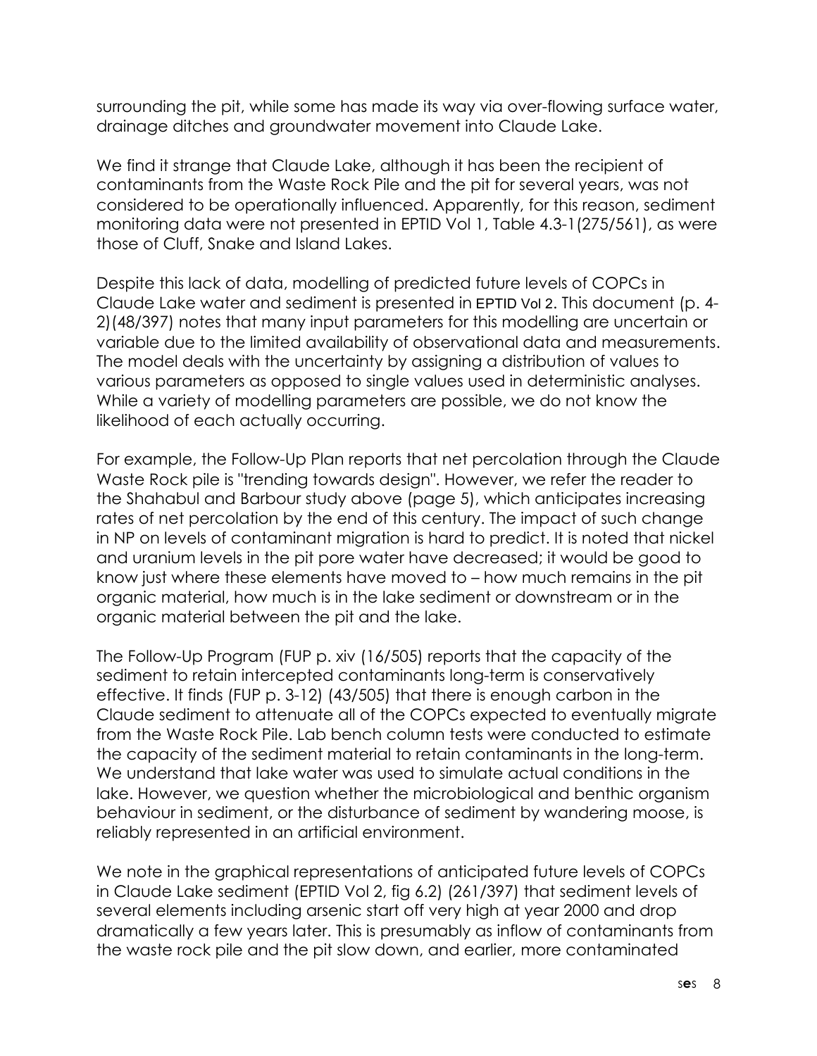surrounding the pit, while some has made its way via over-flowing surface water, drainage ditches and groundwater movement into Claude Lake.

We find it strange that Claude Lake, although it has been the recipient of contaminants from the Waste Rock Pile and the pit for several years, was not considered to be operationally influenced. Apparently, for this reason, sediment monitoring data were not presented in EPTID Vol 1, Table 4.3-1(275/561), as were those of Cluff, Snake and Island Lakes.

Despite this lack of data, modelling of predicted future levels of COPCs in Claude Lake water and sediment is presented in EPTID Vol 2. This document (p. 4-2)(48/397) notes that many input parameters for this modelling are uncertain or variable due to the limited availability of observational data and measurements. The model deals with the uncertainty by assigning a distribution of values to various parameters as opposed to single values used in deterministic analyses. While a variety of modelling parameters are possible, we do not know the likelihood of each actually occurring.

For example, the Follow-Up Plan reports that net percolation through the Claude Waste Rock pile is "trending towards design". However, we refer the reader to the Shahabul and Barbour study above (page 5), which anticipates increasing rates of net percolation by the end of this century. The impact of such change in NP on levels of contaminant migration is hard to predict. It is noted that nickel and uranium levels in the pit pore water have decreased; it would be good to know just where these elements have moved to – how much remains in the pit organic material, how much is in the lake sediment or downstream or in the organic material between the pit and the lake.

The Follow-Up Program (FUP p. xiv (16/505) reports that the capacity of the sediment to retain intercepted contaminants long-term is conservatively effective. It finds (FUP p. 3-12) (43/505) that there is enough carbon in the Claude sediment to attenuate all of the COPCs expected to eventually migrate from the Waste Rock Pile. Lab bench column tests were conducted to estimate the capacity of the sediment material to retain contaminants in the long-term. We understand that lake water was used to simulate actual conditions in the lake. However, we question whether the microbiological and benthic organism behaviour in sediment, or the disturbance of sediment by wandering moose, is reliably represented in an artificial environment.

We note in the graphical representations of anticipated future levels of COPCs in Claude Lake sediment (EPTID Vol 2, fig 6.2) (261/397) that sediment levels of several elements including arsenic start off very high at year 2000 and drop dramatically a few years later. This is presumably as inflow of contaminants from the waste rock pile and the pit slow down, and earlier, more contaminated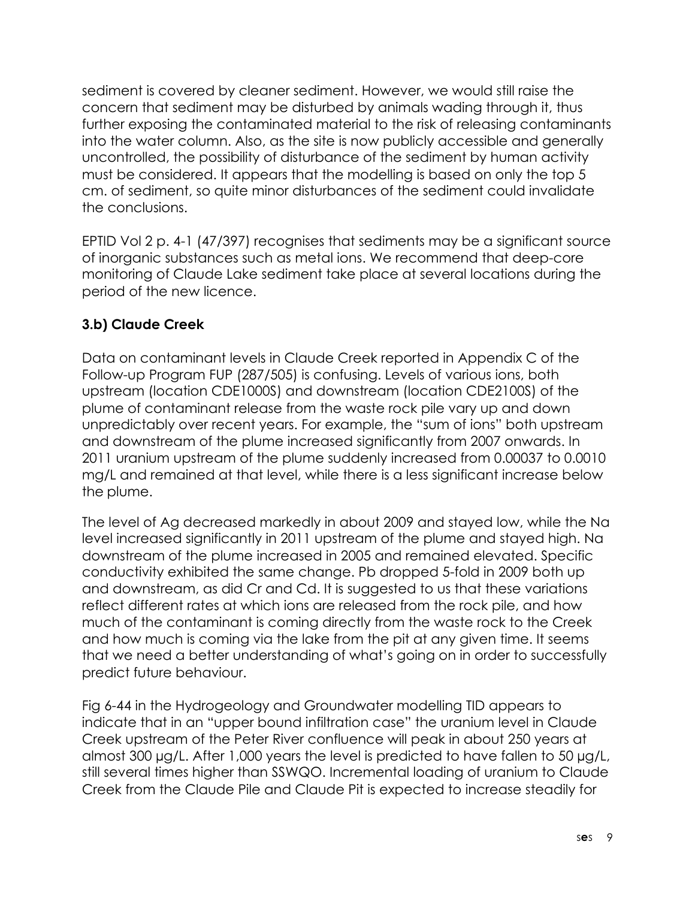sediment is covered by cleaner sediment. However, we would still raise the concern that sediment may be disturbed by animals wading through it, thus further exposing the contaminated material to the risk of releasing contaminants into the water column. Also, as the site is now publicly accessible and generally uncontrolled, the possibility of disturbance of the sediment by human activity must be considered. It appears that the modelling is based on only the top 5 cm. of sediment, so quite minor disturbances of the sediment could invalidate the conclusions.

EPTID Vol 2 p. 4-1 (47/397) recognises that sediments may be a significant source of inorganic substances such as metal ions. We recommend that deep-core monitoring of Claude Lake sediment take place at several locations during the period of the new licence.

### 3.b) Claude Creek

Data on contaminant levels in Claude Creek reported in Appendix C of the Follow-up Program FUP (287/505) is confusing. Levels of various ions, both upstream (location CDE1000S) and downstream (location CDE2100S) of the plume of contaminant release from the waste rock pile vary up and down unpredictably over recent years. For example, the "sum of ions" both upstream and downstream of the plume increased significantly from 2007 onwards. In 2011 uranium upstream of the plume suddenly increased from 0.00037 to 0.0010 mg/L and remained at that level, while there is a less significant increase below the plume.

The level of Ag decreased markedly in about 2009 and stayed low, while the Na level increased significantly in 2011 upstream of the plume and stayed high. Na downstream of the plume increased in 2005 and remained elevated. Specific conductivity exhibited the same change. Pb dropped 5-fold in 2009 both up and downstream, as did Cr and Cd. It is suggested to us that these variations reflect different rates at which ions are released from the rock pile, and how much of the contaminant is coming directly from the waste rock to the Creek and how much is coming via the lake from the pit at any given time. It seems that we need a better understanding of what's going on in order to successfully predict future behaviour.

Fig 6-44 in the Hydrogeology and Groundwater modelling TID appears to indicate that in an "upper bound infiltration case" the uranium level in Claude Creek upstream of the Peter River confluence will peak in about 250 years at almost 300 µg/L. After 1,000 years the level is predicted to have fallen to 50 µg/L, still several times higher than SSWQO. Incremental loading of uranium to Claude Creek from the Claude Pile and Claude Pit is expected to increase steadily for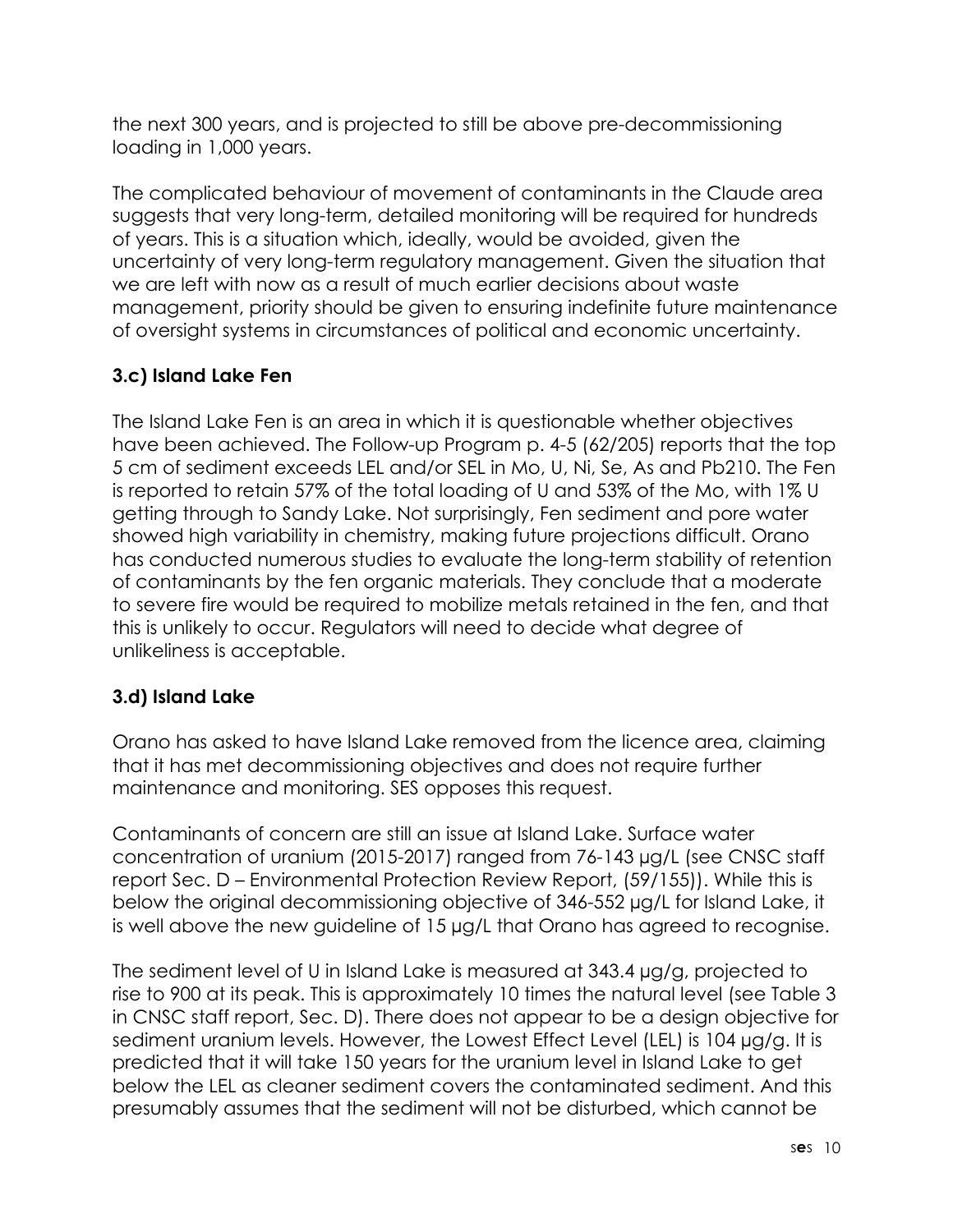the next 300 years, and is projected to still be above pre-decommissioning loading in 1,000 years.

The complicated behaviour of movement of contaminants in the Claude area suggests that very long-term, detailed monitoring will be required for hundreds of years. This is a situation which, ideally, would be avoided, given the uncertainty of very long-term regulatory management. Given the situation that we are left with now as a result of much earlier decisions about waste management, priority should be given to ensuring indefinite future maintenance of oversight systems in circumstances of political and economic uncertainty.

### 3.c) Island Lake Fen

The Island Lake Fen is an area in which it is questionable whether objectives have been achieved. The Follow-up Program p. 4-5 (62/205) reports that the top 5 cm of sediment exceeds LEL and/or SEL in Mo, U, Ni, Se, As and Pb210. The Fen is reported to retain 57% of the total loading of U and 53% of the Mo, with 1% U getting through to Sandy Lake. Not surprisingly, Fen sediment and pore water showed high variability in chemistry, making future projections difficult. Orano has conducted numerous studies to evaluate the long-term stability of retention of contaminants by the fen organic materials. They conclude that a moderate to severe fire would be required to mobilize metals retained in the fen, and that this is unlikely to occur. Regulators will need to decide what degree of unlikeliness is acceptable.

### 3.d) Island Lake

Orano has asked to have Island Lake removed from the licence area, claiming that it has met decommissioning objectives and does not require further maintenance and monitoring. SES opposes this request.

Contaminants of concern are still an issue at Island Lake. Surface water concentration of uranium (2015-2017) ranged from 76-143 µg/L (see CNSC staff report Sec. D – Environmental Protection Review Report, (59/155)). While this is below the original decommissioning objective of 346-552 µg/L for Island Lake, it is well above the new guideline of 15 µg/L that Orano has agreed to recognise.

The sediment level of U in Island Lake is measured at 343.4 µg/g, projected to rise to 900 at its peak. This is approximately 10 times the natural level (see Table 3 in CNSC staff report, Sec. D). There does not appear to be a design objective for sediment uranium levels. However, the Lowest Effect Level (LEL) is 104 µg/g. It is predicted that it will take 150 years for the uranium level in Island Lake to get below the LEL as cleaner sediment covers the contaminated sediment. And this presumably assumes that the sediment will not be disturbed, which cannot be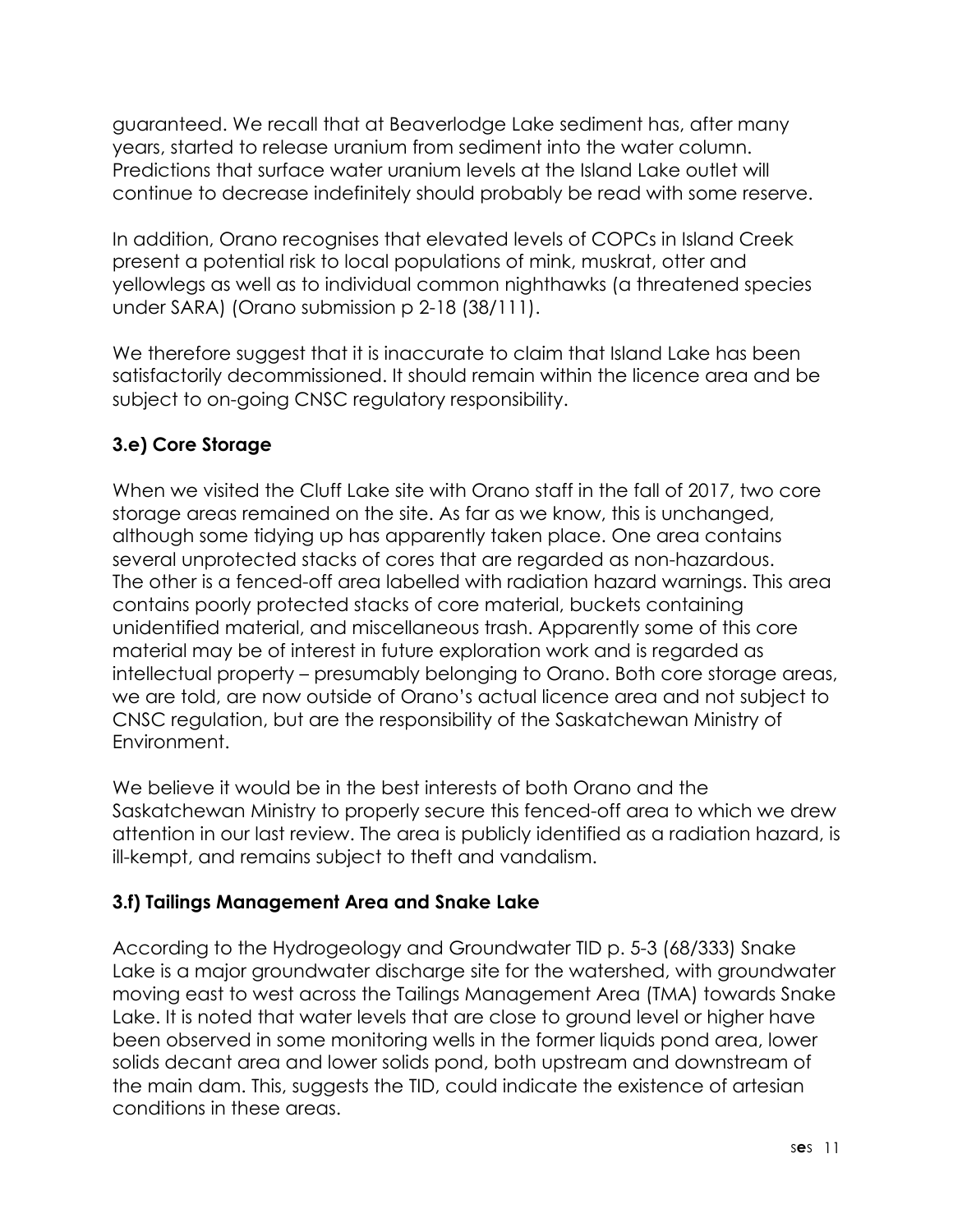guaranteed. We recall that at Beaverlodge Lake sediment has, after many years, started to release uranium from sediment into the water column. Predictions that surface water uranium levels at the Island Lake outlet will continue to decrease indefinitely should probably be read with some reserve.

In addition, Orano recognises that elevated levels of COPCs in Island Creek present a potential risk to local populations of mink, muskrat, otter and yellowlegs as well as to individual common nighthawks (a threatened species under SARA) (Orano submission p 2-18 (38/111).

We therefore suggest that it is inaccurate to claim that Island Lake has been satisfactorily decommissioned. It should remain within the licence area and be subject to on-going CNSC regulatory responsibility.

### 3.e) Core Storage

When we visited the Cluff Lake site with Orano staff in the fall of 2017, two core storage areas remained on the site. As far as we know, this is unchanged, although some tidying up has apparently taken place. One area contains several unprotected stacks of cores that are regarded as non-hazardous. The other is a fenced-off area labelled with radiation hazard warnings. This area contains poorly protected stacks of core material, buckets containing unidentified material, and miscellaneous trash. Apparently some of this core material may be of interest in future exploration work and is regarded as intellectual property – presumably belonging to Orano. Both core storage areas, we are told, are now outside of Orano's actual licence area and not subject to CNSC regulation, but are the responsibility of the Saskatchewan Ministry of Environment.

We believe it would be in the best interests of both Orano and the Saskatchewan Ministry to properly secure this fenced-off area to which we drew attention in our last review. The area is publicly identified as a radiation hazard, is ill-kempt, and remains subject to theft and vandalism.

### 3.f) Tailings Management Area and Snake Lake

According to the Hydrogeology and Groundwater TID p. 5-3 (68/333) Snake Lake is a major groundwater discharge site for the watershed, with groundwater moving east to west across the Tailings Management Area (TMA) towards Snake Lake. It is noted that water levels that are close to ground level or higher have been observed in some monitoring wells in the former liquids pond area, lower solids decant area and lower solids pond, both upstream and downstream of the main dam. This, suggests the TID, could indicate the existence of artesian conditions in these areas.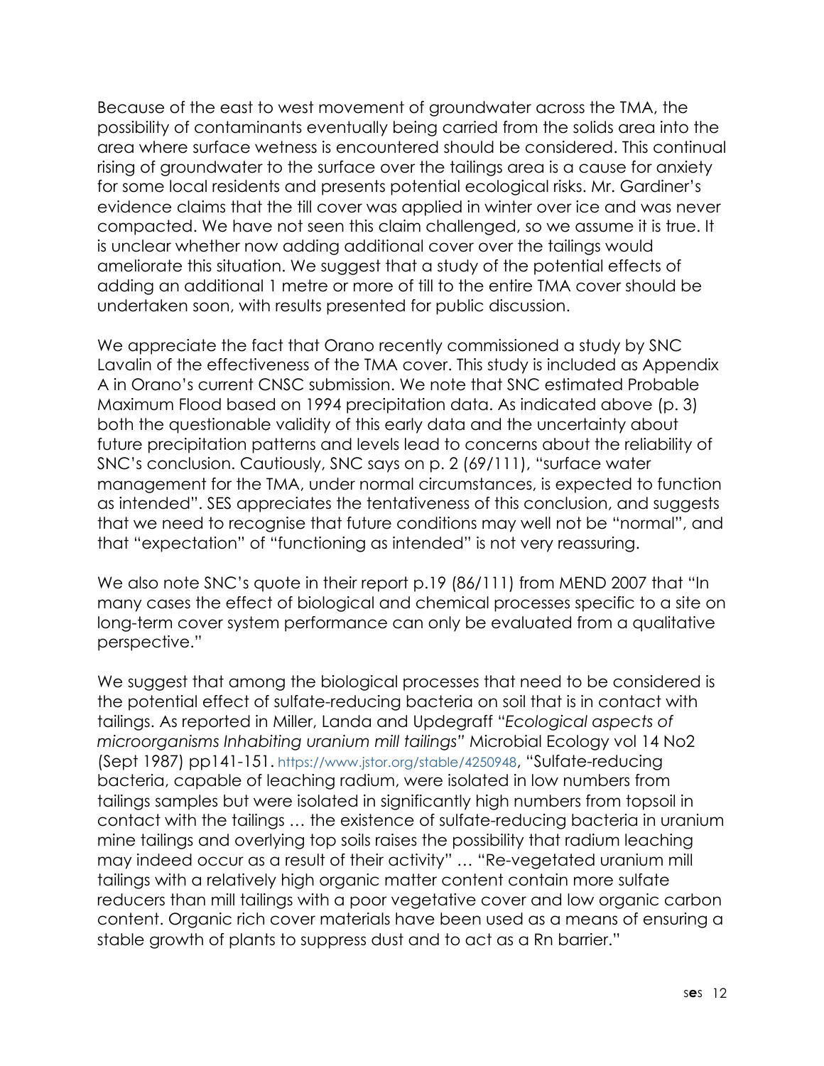Because of the east to west movement of groundwater across the TMA, the possibility of contaminants eventually being carried from the solids area into the area where surface wetness is encountered should be considered. This continual rising of groundwater to the surface over the tailings area is a cause for anxiety for some local residents and presents potential ecological risks. Mr. Gardiner's evidence claims that the till cover was applied in winter over ice and was never compacted. We have not seen this claim challenged, so we assume it is true. It is unclear whether now adding additional cover over the tailings would ameliorate this situation. We suggest that a study of the potential effects of adding an additional 1 metre or more of till to the entire TMA cover should be undertaken soon, with results presented for public discussion.

We appreciate the fact that Orano recently commissioned a study by SNC Lavalin of the effectiveness of the TMA cover. This study is included as Appendix A in Orano's current CNSC submission. We note that SNC estimated Probable Maximum Flood based on 1994 precipitation data. As indicated above (p. 3) both the questionable validity of this early data and the uncertainty about future precipitation patterns and levels lead to concerns about the reliability of SNC's conclusion. Cautiously, SNC says on p. 2 (69/111), "surface water management for the TMA, under normal circumstances, is expected to function as intended". SES appreciates the tentativeness of this conclusion, and suggests that we need to recognise that future conditions may well not be "normal", and that "expectation" of "functioning as intended" is not very reassuring.

We also note SNC's quote in their report p.19 (86/111) from MEND 2007 that "In many cases the effect of biological and chemical processes specific to a site on long-term cover system performance can only be evaluated from a qualitative perspective."

We suggest that among the biological processes that need to be considered is the potential effect of sulfate-reducing bacteria on soil that is in contact with tailings. As reported in Miller, Landa and Updegraff "*Ecological aspects of microorganisms Inhabiting uranium mill tailings*" Microbial Ecology vol 14 No2 (Sept 1987) pp141-151. https://www.jstor.org/stable/4250948, "Sulfate-reducing bacteria, capable of leaching radium, were isolated in low numbers from tailings samples but were isolated in significantly high numbers from topsoil in contact with the tailings … the existence of sulfate-reducing bacteria in uranium mine tailings and overlying top soils raises the possibility that radium leaching may indeed occur as a result of their activity" … "Re-vegetated uranium mill tailings with a relatively high organic matter content contain more sulfate reducers than mill tailings with a poor vegetative cover and low organic carbon content. Organic rich cover materials have been used as a means of ensuring a stable growth of plants to suppress dust and to act as a Rn barrier."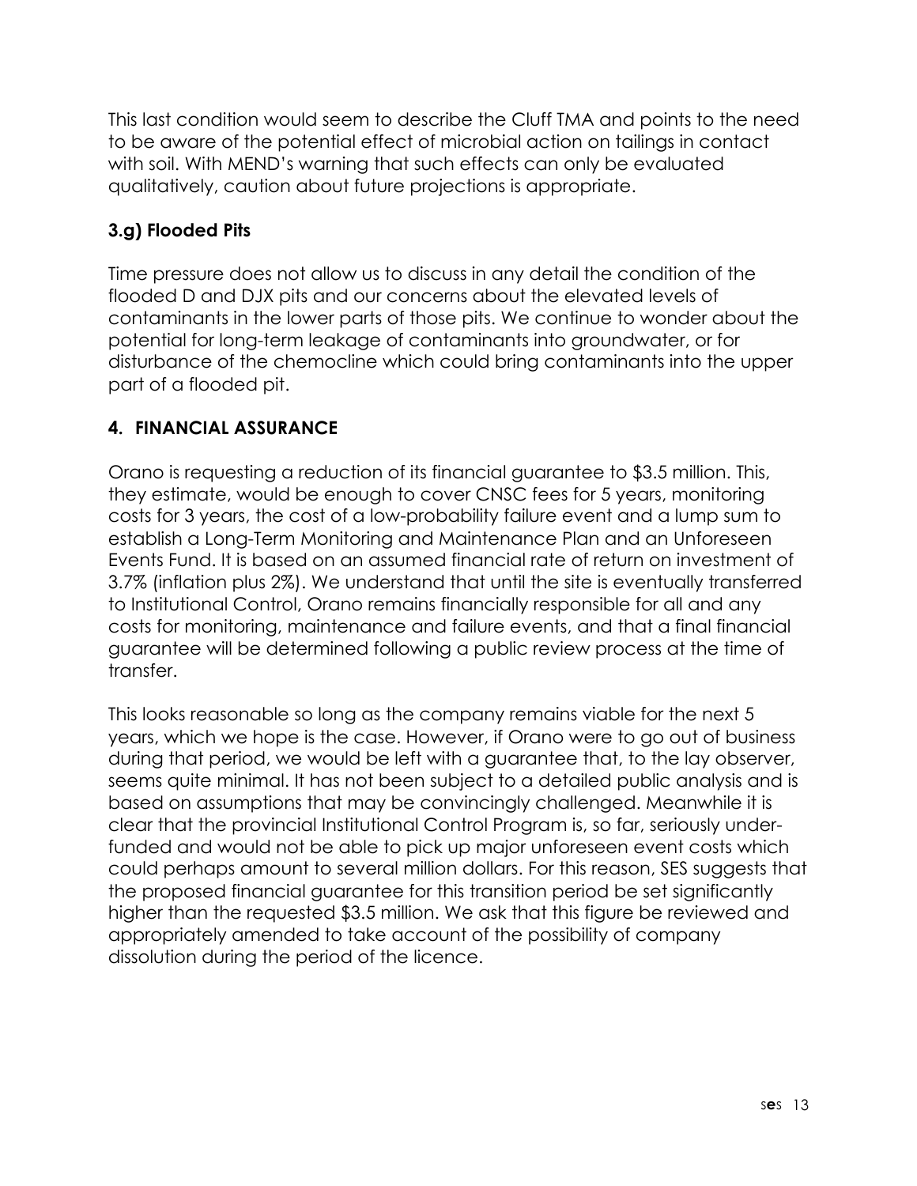This last condition would seem to describe the Cluff TMA and points to the need to be aware of the potential effect of microbial action on tailings in contact with soil. With MEND's warning that such effects can only be evaluated qualitatively, caution about future projections is appropriate.

### 3.g) Flooded Pits

Time pressure does not allow us to discuss in any detail the condition of the flooded D and DJX pits and our concerns about the elevated levels of contaminants in the lower parts of those pits. We continue to wonder about the potential for long-term leakage of contaminants into groundwater, or for disturbance of the chemocline which could bring contaminants into the upper part of a flooded pit.

## 4. FINANCIAL ASSURANCE

Orano is requesting a reduction of its financial guarantee to $3.5 million. This, they estimate, would be enough to cover CNSC fees for 5 years, monitoring costs for 3 years, the cost of a low-probability failure event and a lump sum to establish a Long-Term Monitoring and Maintenance Plan and an Unforeseen Events Fund. It is based on an assumed financial rate of return on investment of 3.7% (inflation plus 2%). We understand that until the site is eventually transferred to Institutional Control, Orano remains financially responsible for all and any costs for monitoring, maintenance and failure events, and that a final financial guarantee will be determined following a public review process at the time of transfer.

This looks reasonable so long as the company remains viable for the next 5 years, which we hope is the case. However, if Orano were to go out of business during that period, we would be left with a guarantee that, to the lay observer, seems quite minimal. It has not been subject to a detailed public analysis and is based on assumptions that may be convincingly challenged. Meanwhile it is clear that the provincial Institutional Control Program is, so far, seriously under-funded and would not be able to pick up major unforeseen event costs which could perhaps amount to several million dollars. For this reason, SES suggests that the proposed financial guarantee for this transition period be set significantly higher than the requested $3.5 million. We ask that this figure be reviewed and appropriately amended to take account of the possibility of company dissolution during the period of the licence.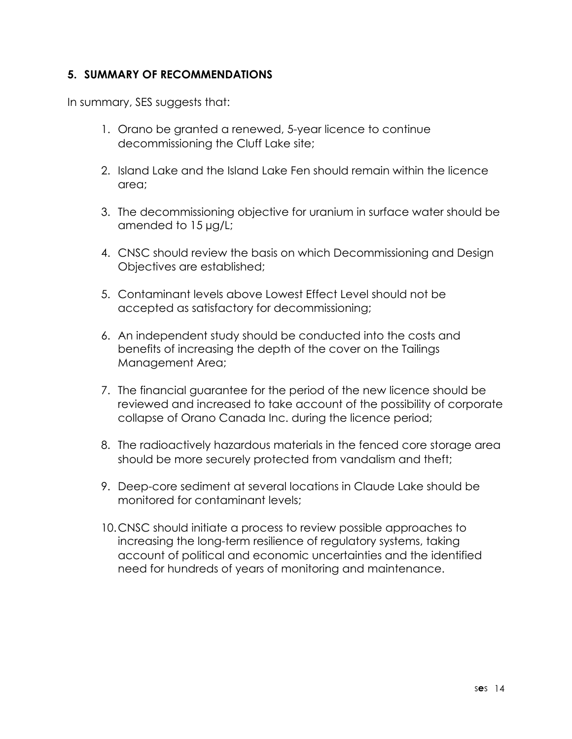## 5. SUMMARY OF RECOMMENDATIONS

In summary, SES suggests that:

1. Orano be granted a renewed, 5-year licence to continue decommissioning the Cluff Lake site;
2. Island Lake and the Island Lake Fen should remain within the licence area;
3. The decommissioning objective for uranium in surface water should be amended to 15 µg/L;
4. CNSC should review the basis on which Decommissioning and Design Objectives are established;
5. Contaminant levels above Lowest Effect Level should not be accepted as satisfactory for decommissioning;
6. An independent study should be conducted into the costs and benefits of increasing the depth of the cover on the Tailings Management Area;
7. The financial guarantee for the period of the new licence should be reviewed and increased to take account of the possibility of corporate collapse of Orano Canada Inc. during the licence period;
8. The radioactively hazardous materials in the fenced core storage area should be more securely protected from vandalism and theft;
9. Deep-core sediment at several locations in Claude Lake should be monitored for contaminant levels;
10. CNSC should initiate a process to review possible approaches to increasing the long-term resilience of regulatory systems, taking account of political and economic uncertainties and the identified need for hundreds of years of monitoring and maintenance.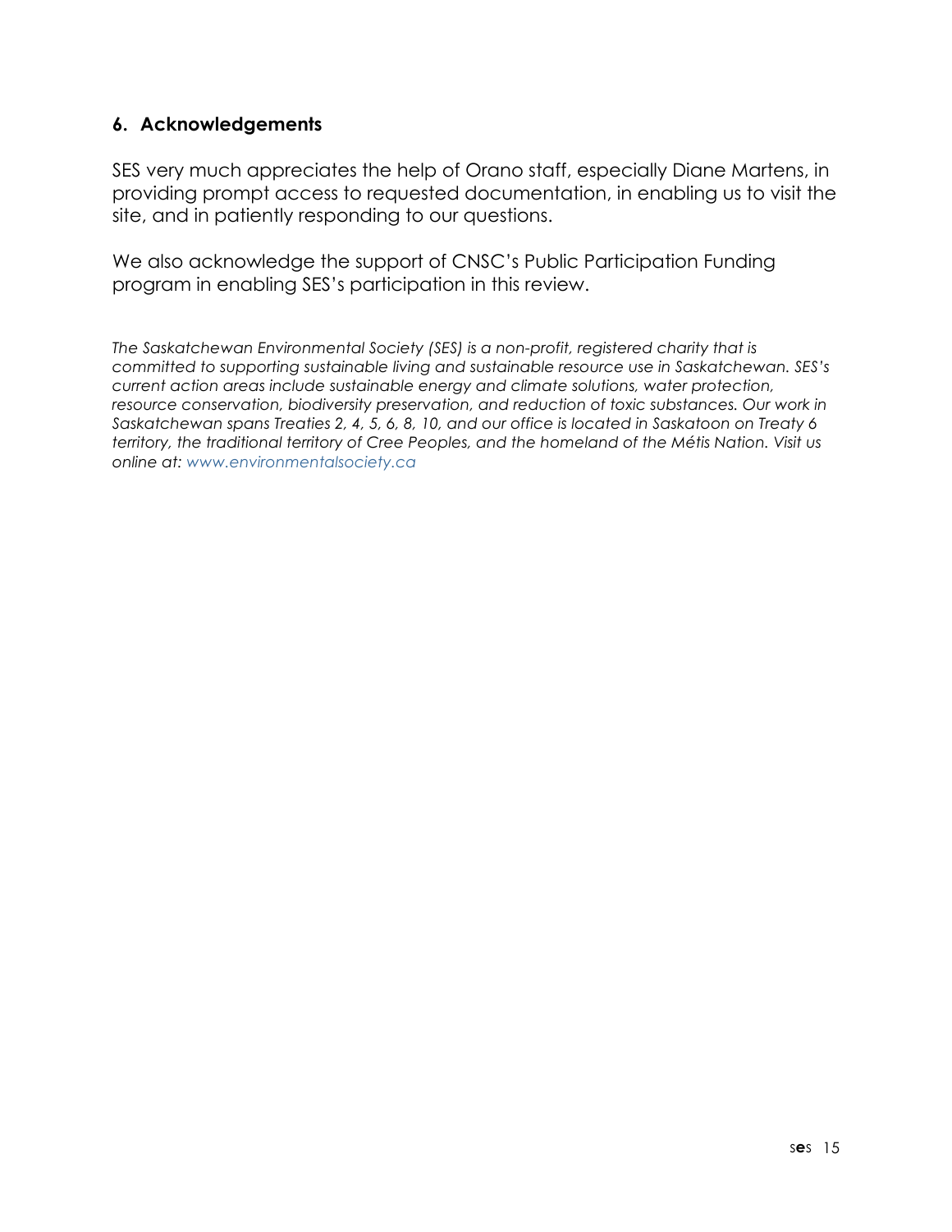## 6. Acknowledgements

SES very much appreciates the help of Orano staff, especially Diane Martens, in providing prompt access to requested documentation, in enabling us to visit the site, and in patiently responding to our questions.

We also acknowledge the support of CNSC's Public Participation Funding program in enabling SES's participation in this review.

*The Saskatchewan Environmental Society (SES) is a non-profit, registered charity that is committed to supporting sustainable living and sustainable resource use in Saskatchewan. SES's current action areas include sustainable energy and climate solutions, water protection, resource conservation, biodiversity preservation, and reduction of toxic substances. Our work in Saskatchewan spans Treaties 2, 4, 5, 6, 8, 10, and our office is located in Saskatoon on Treaty 6 territory, the traditional territory of Cree Peoples, and the homeland of the Métis Nation. Visit us online at: www.environmentalsociety.ca*